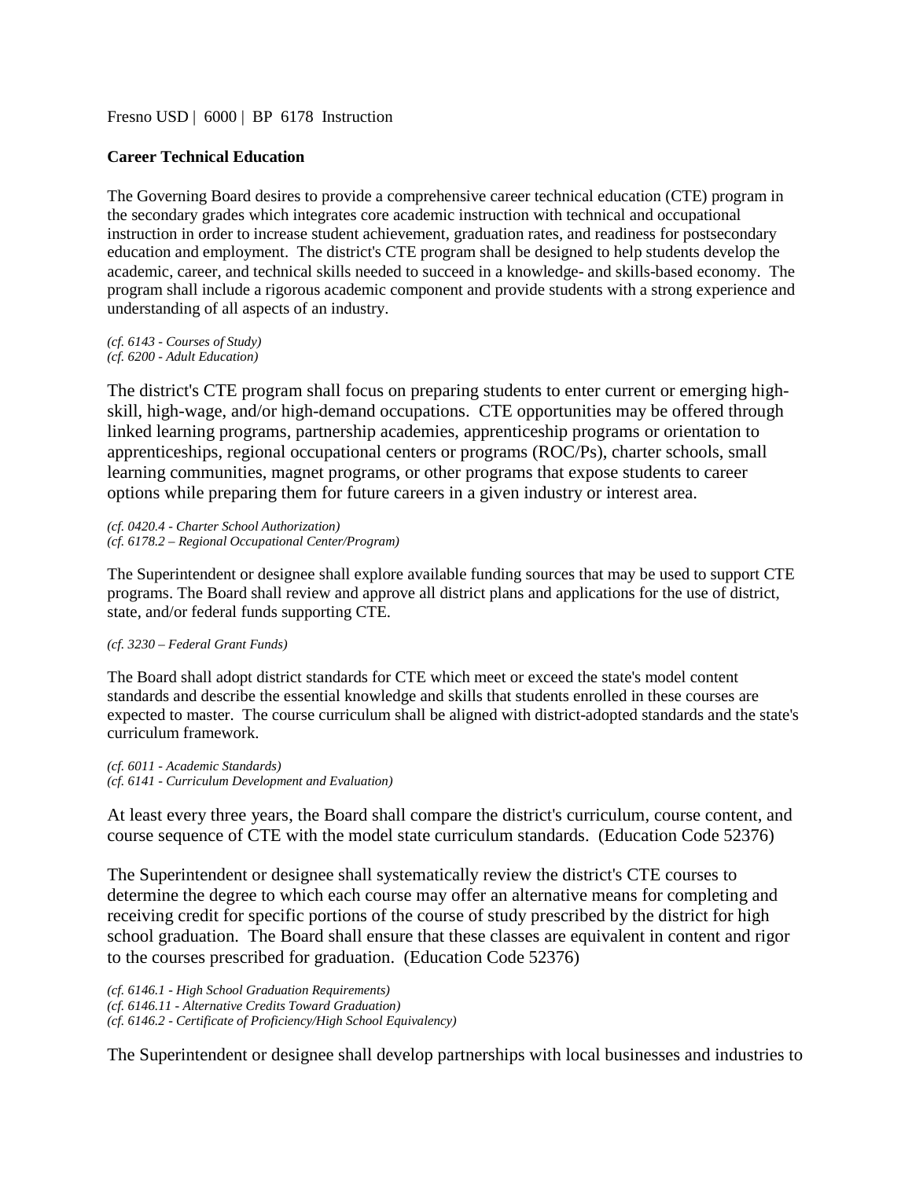Fresno USD | 6000 | BP 6178 Instruction

**Career Technical Education**

The Governing Board desires to provide a comprehensive career technical education (CTE) program in the secondary grades which integrates core academic instruction with technical and occupational instruction in order to increase student achievement, graduation rates, and readiness for postsecondary education and employment. The district's CTE program shall be designed to help students develop the academic, career, and technical skills needed to succeed in a knowledge- and skills-based economy. The program shall include a rigorous academic component and provide students with a strong experience and understanding of all aspects of an industry.

*(cf. 6143 - Courses of Study)*
*(cf. 6200 - Adult Education)*

The district's CTE program shall focus on preparing students to enter current or emerging high-skill, high-wage, and/or high-demand occupations. CTE opportunities may be offered through linked learning programs, partnership academies, apprenticeship programs or orientation to apprenticeships, regional occupational centers or programs (ROC/Ps), charter schools, small learning communities, magnet programs, or other programs that expose students to career options while preparing them for future careers in a given industry or interest area.

*(cf. 0420.4 - Charter School Authorization)*
*(cf. 6178.2 – Regional Occupational Center/Program)*

The Superintendent or designee shall explore available funding sources that may be used to support CTE programs. The Board shall review and approve all district plans and applications for the use of district, state, and/or federal funds supporting CTE.

*(cf. 3230 – Federal Grant Funds)*

The Board shall adopt district standards for CTE which meet or exceed the state's model content standards and describe the essential knowledge and skills that students enrolled in these courses are expected to master. The course curriculum shall be aligned with district-adopted standards and the state's curriculum framework.

*(cf. 6011 - Academic Standards)*
*(cf. 6141 - Curriculum Development and Evaluation)*

At least every three years, the Board shall compare the district's curriculum, course content, and course sequence of CTE with the model state curriculum standards. (Education Code 52376)

The Superintendent or designee shall systematically review the district's CTE courses to determine the degree to which each course may offer an alternative means for completing and receiving credit for specific portions of the course of study prescribed by the district for high school graduation. The Board shall ensure that these classes are equivalent in content and rigor to the courses prescribed for graduation. (Education Code 52376)

*(cf. 6146.1 - High School Graduation Requirements)*
*(cf. 6146.11 - Alternative Credits Toward Graduation)*
*(cf. 6146.2 - Certificate of Proficiency/High School Equivalency)*

The Superintendent or designee shall develop partnerships with local businesses and industries to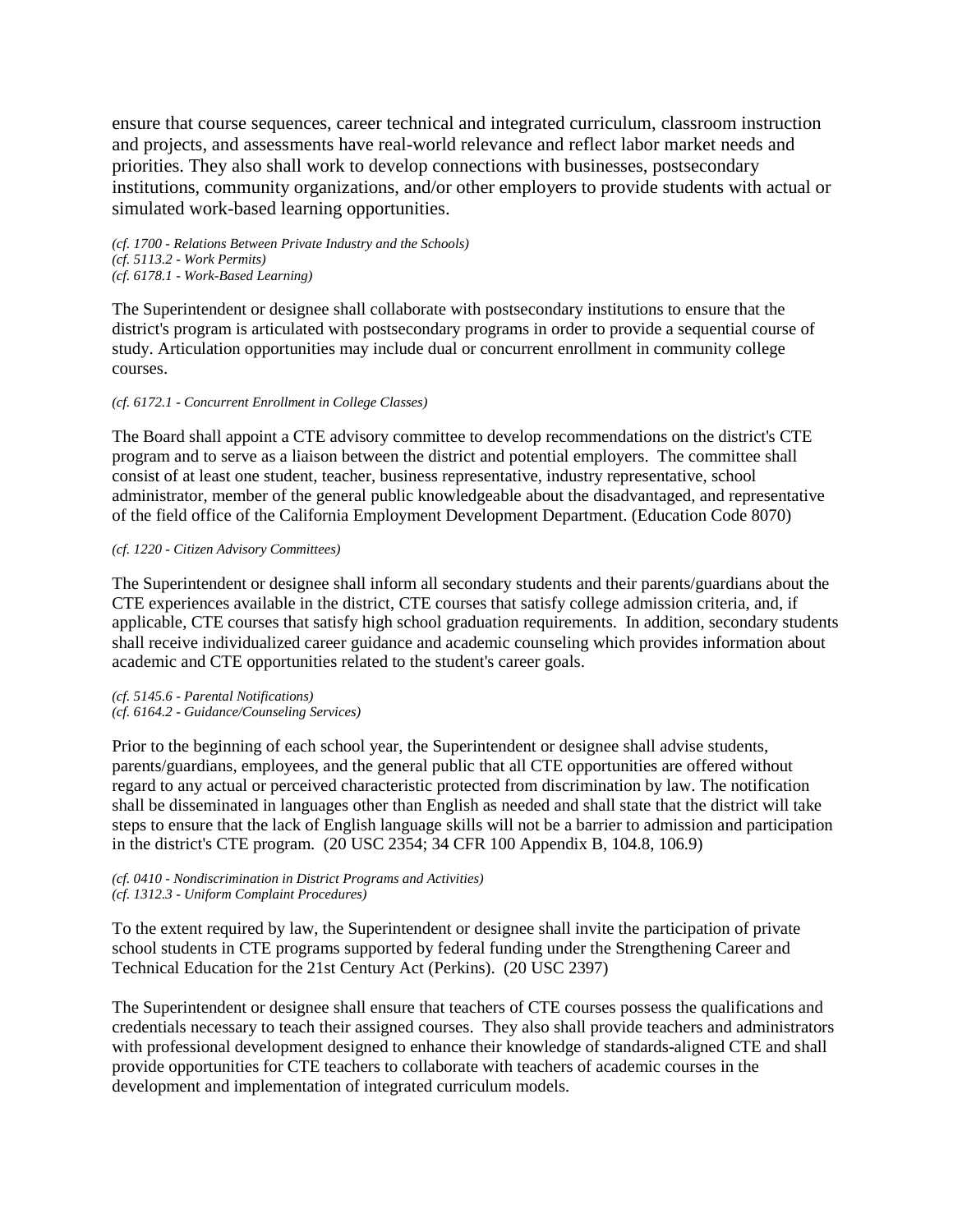ensure that course sequences, career technical and integrated curriculum, classroom instruction and projects, and assessments have real-world relevance and reflect labor market needs and priorities. They also shall work to develop connections with businesses, postsecondary institutions, community organizations, and/or other employers to provide students with actual or simulated work-based learning opportunities.

*(cf. 1700 - Relations Between Private Industry and the Schools)*
*(cf. 5113.2 - Work Permits)*
*(cf. 6178.1 - Work-Based Learning)*

The Superintendent or designee shall collaborate with postsecondary institutions to ensure that the district's program is articulated with postsecondary programs in order to provide a sequential course of study. Articulation opportunities may include dual or concurrent enrollment in community college courses.

*(cf. 6172.1 - Concurrent Enrollment in College Classes)*

The Board shall appoint a CTE advisory committee to develop recommendations on the district's CTE program and to serve as a liaison between the district and potential employers. The committee shall consist of at least one student, teacher, business representative, industry representative, school administrator, member of the general public knowledgeable about the disadvantaged, and representative of the field office of the California Employment Development Department. (Education Code 8070)

*(cf. 1220 - Citizen Advisory Committees)*

The Superintendent or designee shall inform all secondary students and their parents/guardians about the CTE experiences available in the district, CTE courses that satisfy college admission criteria, and, if applicable, CTE courses that satisfy high school graduation requirements. In addition, secondary students shall receive individualized career guidance and academic counseling which provides information about academic and CTE opportunities related to the student's career goals.

*(cf. 5145.6 - Parental Notifications)*
*(cf. 6164.2 - Guidance/Counseling Services)*

Prior to the beginning of each school year, the Superintendent or designee shall advise students, parents/guardians, employees, and the general public that all CTE opportunities are offered without regard to any actual or perceived characteristic protected from discrimination by law. The notification shall be disseminated in languages other than English as needed and shall state that the district will take steps to ensure that the lack of English language skills will not be a barrier to admission and participation in the district's CTE program. (20 USC 2354; 34 CFR 100 Appendix B, 104.8, 106.9)

*(cf. 0410 - Nondiscrimination in District Programs and Activities)*
*(cf. 1312.3 - Uniform Complaint Procedures)*

To the extent required by law, the Superintendent or designee shall invite the participation of private school students in CTE programs supported by federal funding under the Strengthening Career and Technical Education for the 21st Century Act (Perkins). (20 USC 2397)

The Superintendent or designee shall ensure that teachers of CTE courses possess the qualifications and credentials necessary to teach their assigned courses. They also shall provide teachers and administrators with professional development designed to enhance their knowledge of standards-aligned CTE and shall provide opportunities for CTE teachers to collaborate with teachers of academic courses in the development and implementation of integrated curriculum models.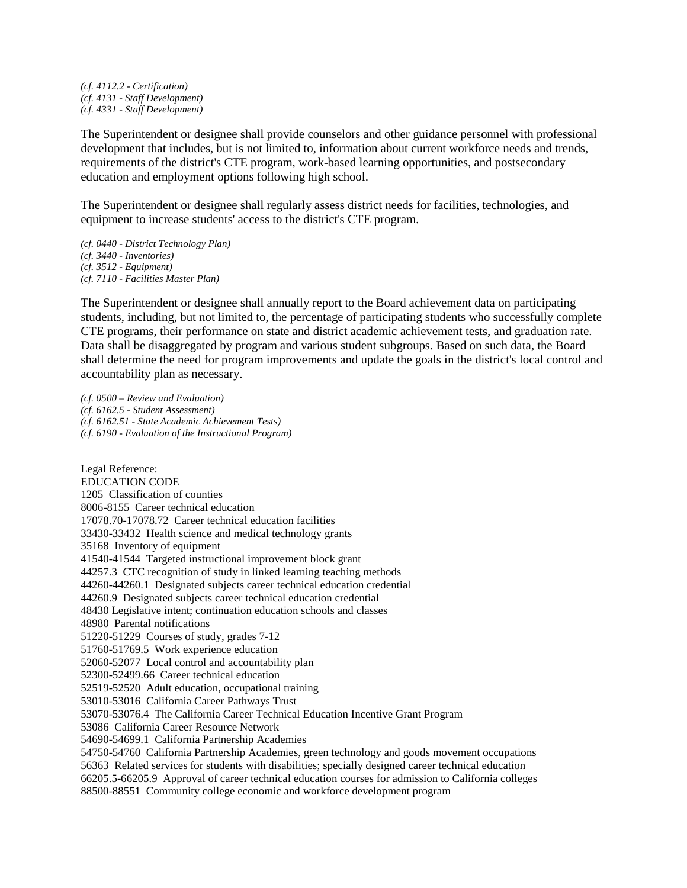*(cf. 4112.2 - Certification)*
*(cf. 4131 - Staff Development)*
*(cf. 4331 - Staff Development)*

The Superintendent or designee shall provide counselors and other guidance personnel with professional development that includes, but is not limited to, information about current workforce needs and trends, requirements of the district's CTE program, work-based learning opportunities, and postsecondary education and employment options following high school.

The Superintendent or designee shall regularly assess district needs for facilities, technologies, and equipment to increase students' access to the district's CTE program.

*(cf. 0440 - District Technology Plan)*
*(cf. 3440 - Inventories)*
*(cf. 3512 - Equipment)*
*(cf. 7110 - Facilities Master Plan)*

The Superintendent or designee shall annually report to the Board achievement data on participating students, including, but not limited to, the percentage of participating students who successfully complete CTE programs, their performance on state and district academic achievement tests, and graduation rate. Data shall be disaggregated by program and various student subgroups. Based on such data, the Board shall determine the need for program improvements and update the goals in the district's local control and accountability plan as necessary.

*(cf. 0500 – Review and Evaluation)*
*(cf. 6162.5 - Student Assessment)*
*(cf. 6162.51 - State Academic Achievement Tests)*
*(cf. 6190 - Evaluation of the Instructional Program)*

Legal Reference:
EDUCATION CODE
1205 Classification of counties
8006-8155 Career technical education
17078.70-17078.72 Career technical education facilities
33430-33432 Health science and medical technology grants
35168 Inventory of equipment
41540-41544 Targeted instructional improvement block grant
44257.3 CTC recognition of study in linked learning teaching methods
44260-44260.1 Designated subjects career technical education credential
44260.9 Designated subjects career technical education credential
48430 Legislative intent; continuation education schools and classes
48980 Parental notifications
51220-51229 Courses of study, grades 7-12
51760-51769.5 Work experience education
52060-52077 Local control and accountability plan
52300-52499.66 Career technical education
52519-52520 Adult education, occupational training
53010-53016 California Career Pathways Trust
53070-53076.4 The California Career Technical Education Incentive Grant Program
53086 California Career Resource Network
54690-54699.1 California Partnership Academies
54750-54760 California Partnership Academies, green technology and goods movement occupations
56363 Related services for students with disabilities; specially designed career technical education
66205.5-66205.9 Approval of career technical education courses for admission to California colleges
88500-88551 Community college economic and workforce development program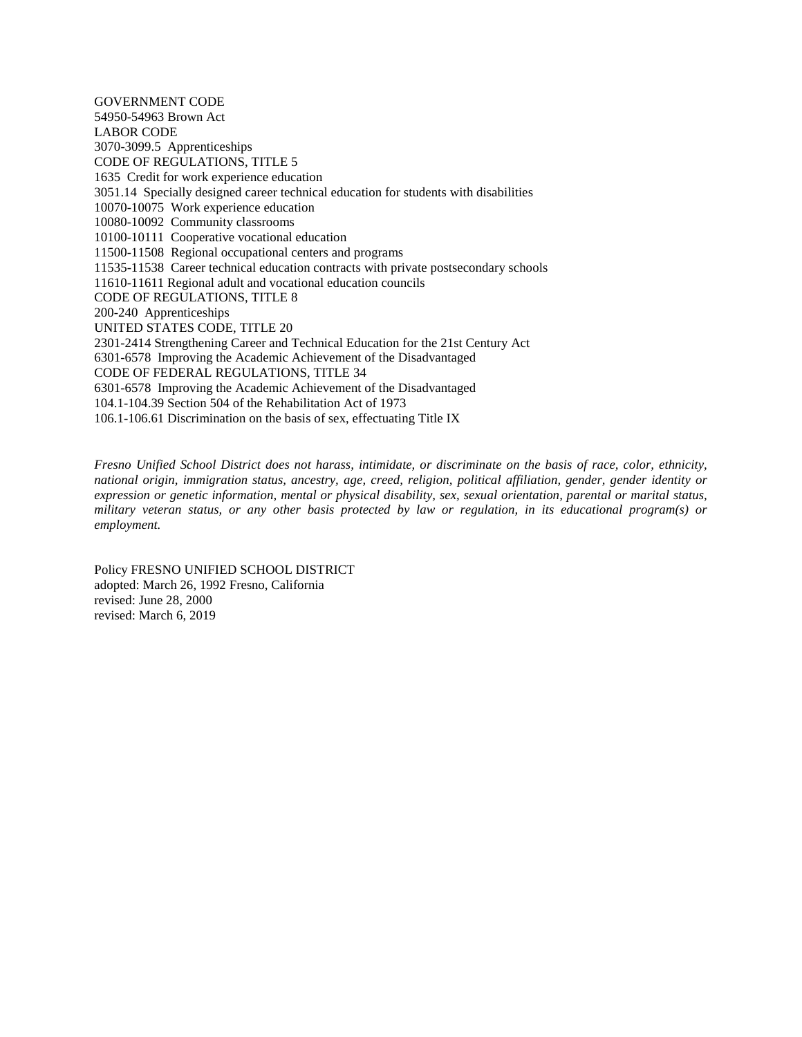GOVERNMENT CODE
54950-54963 Brown Act
LABOR CODE
3070-3099.5 Apprenticeships
CODE OF REGULATIONS, TITLE 5
1635 Credit for work experience education
3051.14 Specially designed career technical education for students with disabilities
10070-10075 Work experience education
10080-10092 Community classrooms
10100-10111 Cooperative vocational education
11500-11508 Regional occupational centers and programs
11535-11538 Career technical education contracts with private postsecondary schools
11610-11611 Regional adult and vocational education councils
CODE OF REGULATIONS, TITLE 8
200-240 Apprenticeships
UNITED STATES CODE, TITLE 20
2301-2414 Strengthening Career and Technical Education for the 21st Century Act
6301-6578 Improving the Academic Achievement of the Disadvantaged
CODE OF FEDERAL REGULATIONS, TITLE 34
6301-6578 Improving the Academic Achievement of the Disadvantaged
104.1-104.39 Section 504 of the Rehabilitation Act of 1973
106.1-106.61 Discrimination on the basis of sex, effectuating Title IX

*Fresno Unified School District does not harass, intimidate, or discriminate on the basis of race, color, ethnicity, national origin, immigration status, ancestry, age, creed, religion, political affiliation, gender, gender identity or expression or genetic information, mental or physical disability, sex, sexual orientation, parental or marital status, military veteran status, or any other basis protected by law or regulation, in its educational program(s) or employment.*

Policy FRESNO UNIFIED SCHOOL DISTRICT
adopted: March 26, 1992 Fresno, California
revised: June 28, 2000
revised: March 6, 2019